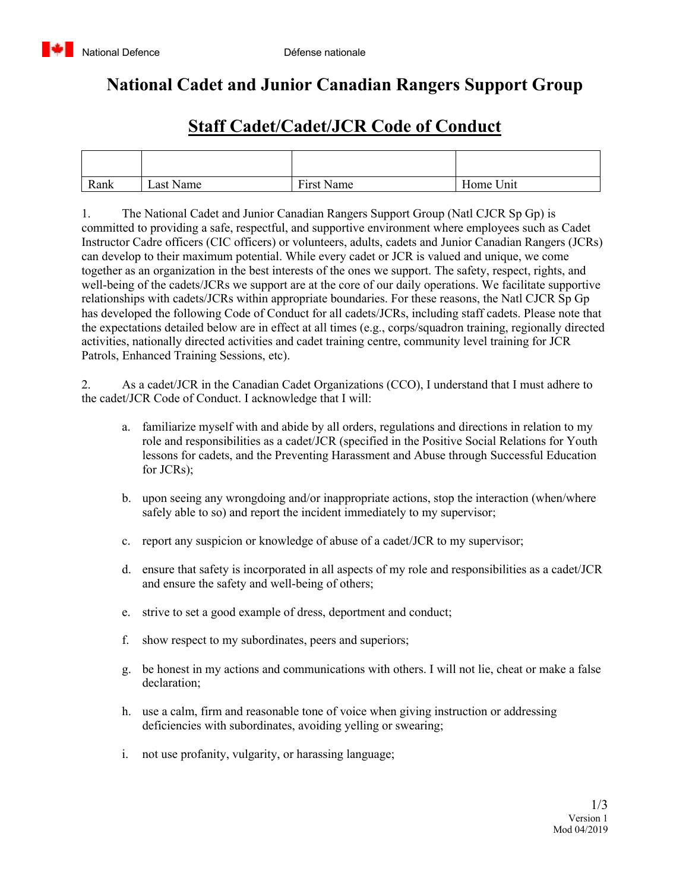National Defence Défense nationale

# National Cadet and Junior Canadian Rangers Support Group

## Staff Cadet/Cadet/JCR Code of Conduct

| | | | |
|---|---|---|---|
| Rank | Last Name | First Name | Home Unit |

1. The National Cadet and Junior Canadian Rangers Support Group (Natl CJCR Sp Gp) is committed to providing a safe, respectful, and supportive environment where employees such as Cadet Instructor Cadre officers (CIC officers) or volunteers, adults, cadets and Junior Canadian Rangers (JCRs) can develop to their maximum potential. While every cadet or JCR is valued and unique, we come together as an organization in the best interests of the ones we support. The safety, respect, rights, and well-being of the cadets/JCRs we support are at the core of our daily operations. We facilitate supportive relationships with cadets/JCRs within appropriate boundaries. For these reasons, the Natl CJCR Sp Gp has developed the following Code of Conduct for all cadets/JCRs, including staff cadets. Please note that the expectations detailed below are in effect at all times (e.g., corps/squadron training, regionally directed activities, nationally directed activities and cadet training centre, community level training for JCR Patrols, Enhanced Training Sessions, etc).

2. As a cadet/JCR in the Canadian Cadet Organizations (CCO), I understand that I must adhere to the cadet/JCR Code of Conduct. I acknowledge that I will:

   a. familiarize myself with and abide by all orders, regulations and directions in relation to my role and responsibilities as a cadet/JCR (specified in the Positive Social Relations for Youth lessons for cadets, and the Preventing Harassment and Abuse through Successful Education for JCRs);

   b. upon seeing any wrongdoing and/or inappropriate actions, stop the interaction (when/where safely able to so) and report the incident immediately to my supervisor;

   c. report any suspicion or knowledge of abuse of a cadet/JCR to my supervisor;

   d. ensure that safety is incorporated in all aspects of my role and responsibilities as a cadet/JCR and ensure the safety and well-being of others;

   e. strive to set a good example of dress, deportment and conduct;

   f. show respect to my subordinates, peers and superiors;

   g. be honest in my actions and communications with others. I will not lie, cheat or make a false declaration;

   h. use a calm, firm and reasonable tone of voice when giving instruction or addressing deficiencies with subordinates, avoiding yelling or swearing;

   i. not use profanity, vulgarity, or harassing language;

Version 1
Mod 04/2019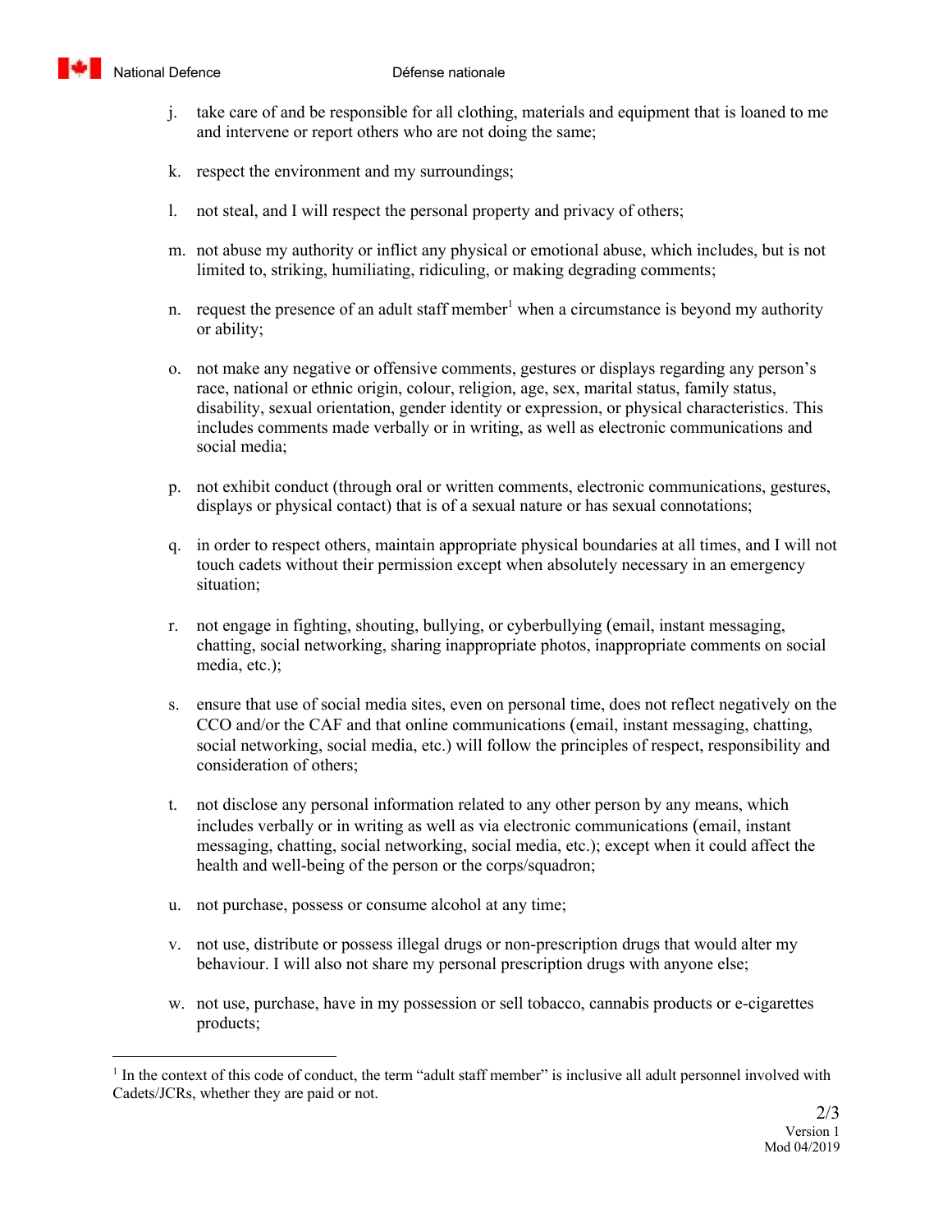j. take care of and be responsible for all clothing, materials and equipment that is loaned to me and intervene or report others who are not doing the same;

k. respect the environment and my surroundings;

l. not steal, and I will respect the personal property and privacy of others;

m. not abuse my authority or inflict any physical or emotional abuse, which includes, but is not limited to, striking, humiliating, ridiculing, or making degrading comments;

n. request the presence of an adult staff member[1] when a circumstance is beyond my authority or ability;

o. not make any negative or offensive comments, gestures or displays regarding any person's race, national or ethnic origin, colour, religion, age, sex, marital status, family status, disability, sexual orientation, gender identity or expression, or physical characteristics. This includes comments made verbally or in writing, as well as electronic communications and social media;

p. not exhibit conduct (through oral or written comments, electronic communications, gestures, displays or physical contact) that is of a sexual nature or has sexual connotations;

q. in order to respect others, maintain appropriate physical boundaries at all times, and I will not touch cadets without their permission except when absolutely necessary in an emergency situation;

r. not engage in fighting, shouting, bullying, or cyberbullying (email, instant messaging, chatting, social networking, sharing inappropriate photos, inappropriate comments on social media, etc.);

s. ensure that use of social media sites, even on personal time, does not reflect negatively on the CCO and/or the CAF and that online communications (email, instant messaging, chatting, social networking, social media, etc.) will follow the principles of respect, responsibility and consideration of others;

t. not disclose any personal information related to any other person by any means, which includes verbally or in writing as well as via electronic communications (email, instant messaging, chatting, social networking, social media, etc.); except when it could affect the health and well-being of the person or the corps/squadron;

u. not purchase, possess or consume alcohol at any time;

v. not use, distribute or possess illegal drugs or non-prescription drugs that would alter my behaviour. I will also not share my personal prescription drugs with anyone else;

w. not use, purchase, have in my possession or sell tobacco, cannabis products or e-cigarettes products;

[1] In the context of this code of conduct, the term "adult staff member" is inclusive all adult personnel involved with Cadets/JCRs, whether they are paid or not.

Version 1
Mod 04/2019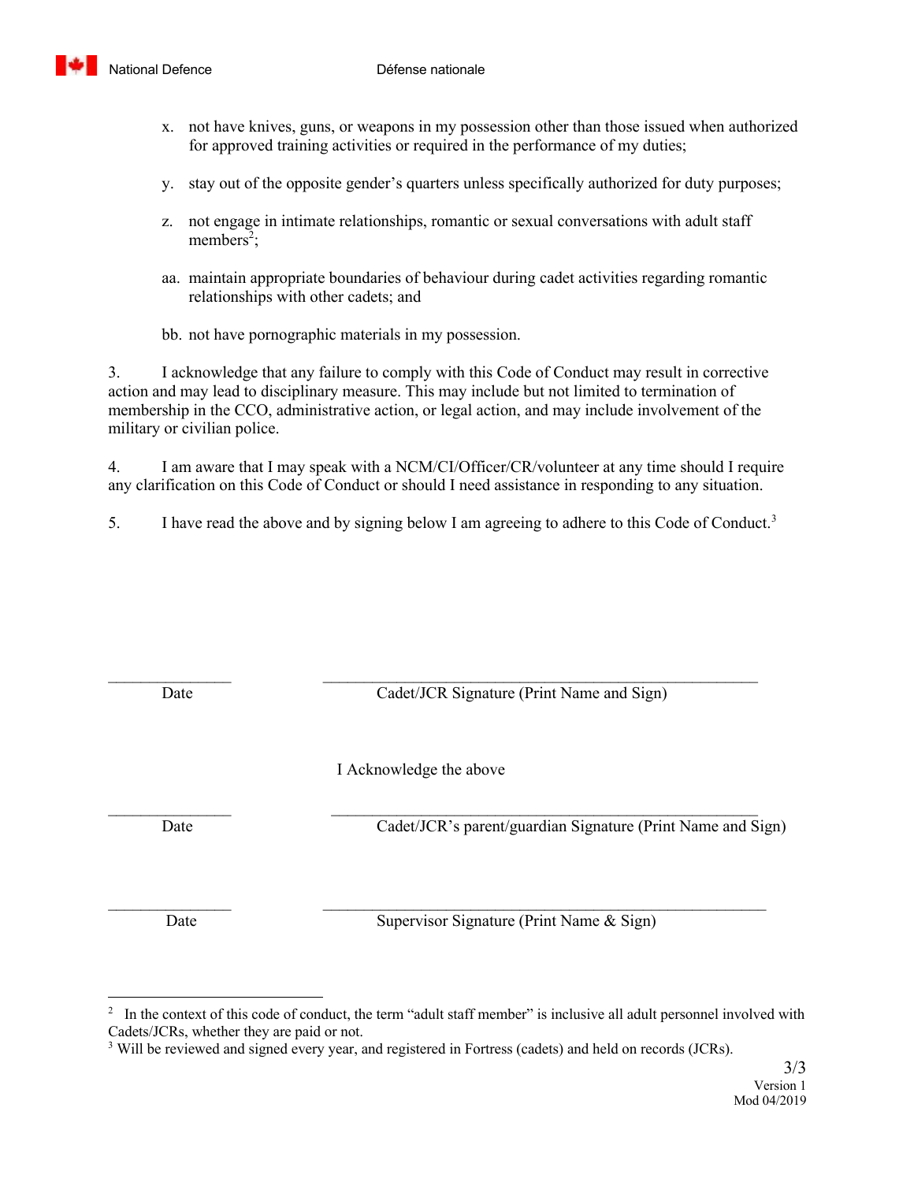x. not have knives, guns, or weapons in my possession other than those issued when authorized for approved training activities or required in the performance of my duties;

y. stay out of the opposite gender's quarters unless specifically authorized for duty purposes;

z. not engage in intimate relationships, romantic or sexual conversations with adult staff members[2];

aa. maintain appropriate boundaries of behaviour during cadet activities regarding romantic relationships with other cadets; and

bb. not have pornographic materials in my possession.

3. I acknowledge that any failure to comply with this Code of Conduct may result in corrective action and may lead to disciplinary measure. This may include but not limited to termination of membership in the CCO, administrative action, or legal action, and may include involvement of the military or civilian police.

4. I am aware that I may speak with a NCM/CI/Officer/CR/volunteer at any time should I require any clarification on this Code of Conduct or should I need assistance in responding to any situation.

5. I have read the above and by signing below I am agreeing to adhere to this Code of Conduct.[3]

_______________ Date

_____________________________________________ Cadet/JCR Signature (Print Name and Sign)

I Acknowledge the above

_______________ Date

_____________________________________________ Cadet/JCR's parent/guardian Signature (Print Name and Sign)

_______________ Date

_____________________________________________ Supervisor Signature (Print Name & Sign)

---

[2] In the context of this code of conduct, the term "adult staff member" is inclusive all adult personnel involved with Cadets/JCRs, whether they are paid or not.

[3] Will be reviewed and signed every year, and registered in Fortress (cadets) and held on records (JCRs).

Version 1
Mod 04/2019